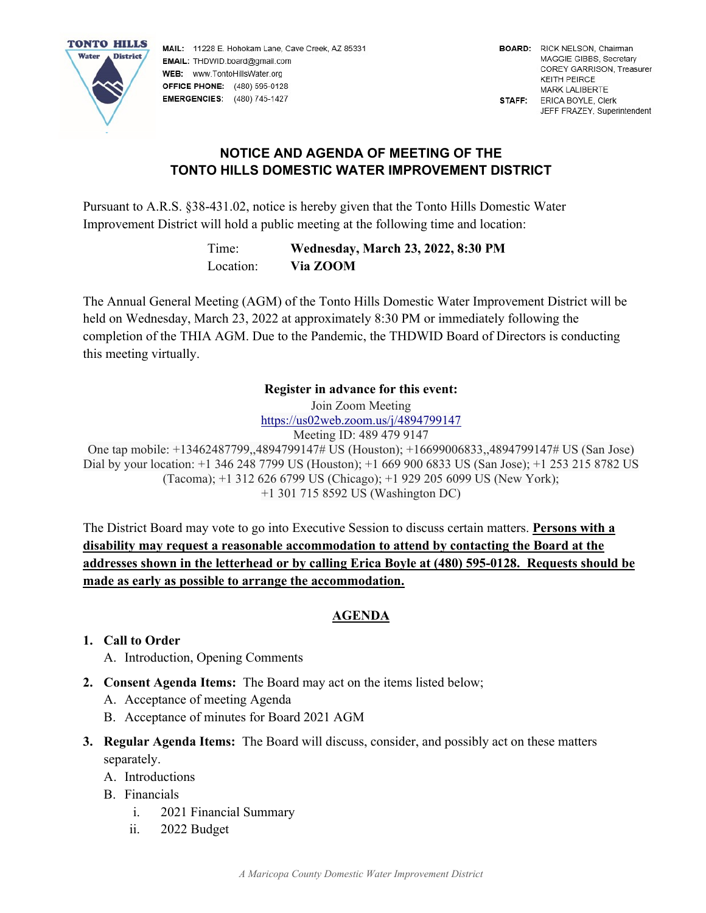TONTO HILLS Water District

**MAIL:** 11228 E. Hohokam Lane, Cave Creek, AZ 85331
**EMAIL:** THDWID.board@gmail.com
**WEB:** www.TontoHillsWater.org
**OFFICE PHONE:** (480) 595-0128
**EMERGENCIES:** (480) 745-1427

**BOARD:** RICK NELSON, Chairman
MAGGIE GIBBS, Secretary
COREY GARRISON, Treasurer
KEITH PEIRCE
MARK LALIBERTE

**STAFF:** ERICA BOYLE, Clerk
JEFF FRAZEY, Superintendent

## NOTICE AND AGENDA OF MEETING OF THE TONTO HILLS DOMESTIC WATER IMPROVEMENT DISTRICT

Pursuant to A.R.S. §38-431.02, notice is hereby given that the Tonto Hills Domestic Water Improvement District will hold a public meeting at the following time and location:

Time: **Wednesday, March 23, 2022, 8:30 PM**
Location: **Via ZOOM**

The Annual General Meeting (AGM) of the Tonto Hills Domestic Water Improvement District will be held on Wednesday, March 23, 2022 at approximately 8:30 PM or immediately following the completion of the THIA AGM. Due to the Pandemic, the THDWID Board of Directors is conducting this meeting virtually.

**Register in advance for this event:**

Join Zoom Meeting
https://us02web.zoom.us/j/4894799147
Meeting ID: 489 479 9147
One tap mobile: +13462487799,,4894799147# US (Houston); +16699006833,,4894799147# US (San Jose)
Dial by your location: +1 346 248 7799 US (Houston); +1 669 900 6833 US (San Jose); +1 253 215 8782 US (Tacoma); +1 312 626 6799 US (Chicago); +1 929 205 6099 US (New York); +1 301 715 8592 US (Washington DC)

The District Board may vote to go into Executive Session to discuss certain matters. **Persons with a disability may request a reasonable accommodation to attend by contacting the Board at the addresses shown in the letterhead or by calling Erica Boyle at (480) 595-0128. Requests should be made as early as possible to arrange the accommodation.**

## AGENDA

1. **Call to Order**
   A. Introduction, Opening Comments
2. **Consent Agenda Items:** The Board may act on the items listed below;
   A. Acceptance of meeting Agenda
   B. Acceptance of minutes for Board 2021 AGM
3. **Regular Agenda Items:** The Board will discuss, consider, and possibly act on these matters separately.
   A. Introductions
   B. Financials
      i. 2021 Financial Summary
      ii. 2022 Budget

*A Maricopa County Domestic Water Improvement District*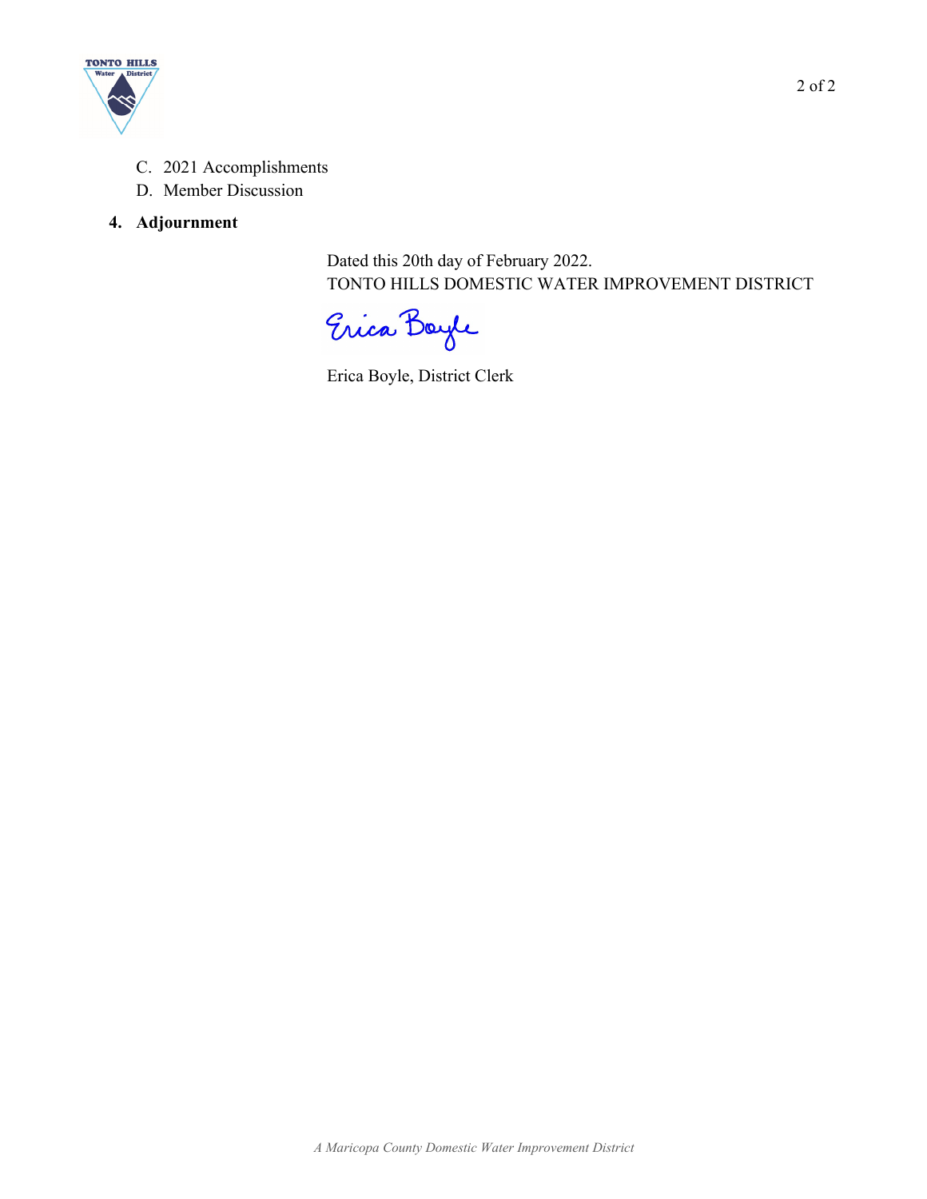C. 2021 Accomplishments
D. Member Discussion

**4. Adjournment**

Dated this 20th day of February 2022.
TONTO HILLS DOMESTIC WATER IMPROVEMENT DISTRICT

Erica Boyle

Erica Boyle, District Clerk